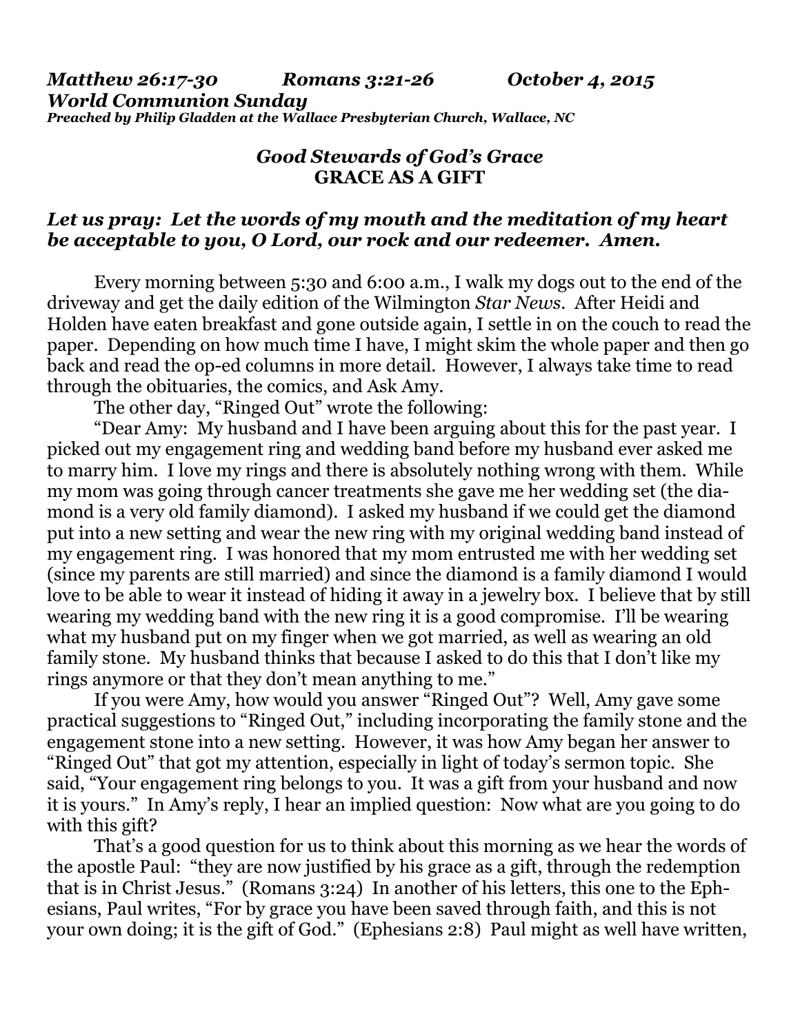***Matthew 26:17-30 Romans 3:21-26 October 4, 2015***
***World Communion Sunday***
***Preached by Philip Gladden at the Wallace Presbyterian Church, Wallace, NC***

### *Good Stewards of God's Grace*
### GRACE AS A GIFT

***Let us pray: Let the words of my mouth and the meditation of my heart be acceptable to you, O Lord, our rock and our redeemer. Amen.***

Every morning between 5:30 and 6:00 a.m., I walk my dogs out to the end of the driveway and get the daily edition of the Wilmington *Star News*. After Heidi and Holden have eaten breakfast and gone outside again, I settle in on the couch to read the paper. Depending on how much time I have, I might skim the whole paper and then go back and read the op-ed columns in more detail. However, I always take time to read through the obituaries, the comics, and Ask Amy.

The other day, "Ringed Out" wrote the following:

"Dear Amy: My husband and I have been arguing about this for the past year. I picked out my engagement ring and wedding band before my husband ever asked me to marry him. I love my rings and there is absolutely nothing wrong with them. While my mom was going through cancer treatments she gave me her wedding set (the diamond is a very old family diamond). I asked my husband if we could get the diamond put into a new setting and wear the new ring with my original wedding band instead of my engagement ring. I was honored that my mom entrusted me with her wedding set (since my parents are still married) and since the diamond is a family diamond I would love to be able to wear it instead of hiding it away in a jewelry box. I believe that by still wearing my wedding band with the new ring it is a good compromise. I'll be wearing what my husband put on my finger when we got married, as well as wearing an old family stone. My husband thinks that because I asked to do this that I don't like my rings anymore or that they don't mean anything to me."

If you were Amy, how would you answer "Ringed Out"? Well, Amy gave some practical suggestions to "Ringed Out," including incorporating the family stone and the engagement stone into a new setting. However, it was how Amy began her answer to "Ringed Out" that got my attention, especially in light of today's sermon topic. She said, "Your engagement ring belongs to you. It was a gift from your husband and now it is yours." In Amy's reply, I hear an implied question: Now what are you going to do with this gift?

That's a good question for us to think about this morning as we hear the words of the apostle Paul: "they are now justified by his grace as a gift, through the redemption that is in Christ Jesus." (Romans 3:24) In another of his letters, this one to the Ephesians, Paul writes, "For by grace you have been saved through faith, and this is not your own doing; it is the gift of God." (Ephesians 2:8) Paul might as well have written,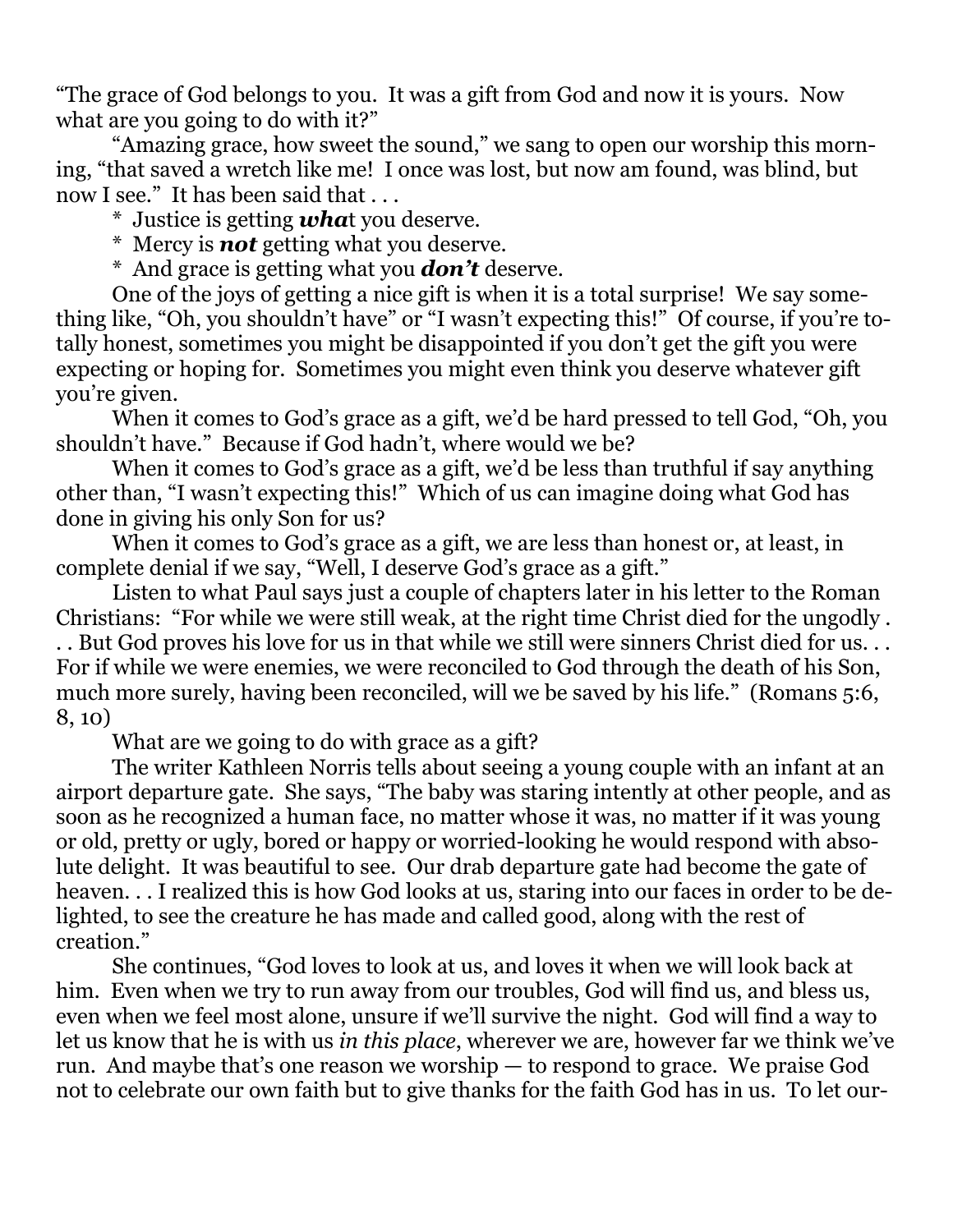"The grace of God belongs to you. It was a gift from God and now it is yours. Now what are you going to do with it?"

"Amazing grace, how sweet the sound," we sang to open our worship this morning, "that saved a wretch like me! I once was lost, but now am found, was blind, but now I see." It has been said that . . .

\* Justice is getting ***wha***t you deserve.

\* Mercy is ***not*** getting what you deserve.

\* And grace is getting what you ***don't*** deserve.

One of the joys of getting a nice gift is when it is a total surprise! We say something like, "Oh, you shouldn't have" or "I wasn't expecting this!" Of course, if you're totally honest, sometimes you might be disappointed if you don't get the gift you were expecting or hoping for. Sometimes you might even think you deserve whatever gift you're given.

When it comes to God's grace as a gift, we'd be hard pressed to tell God, "Oh, you shouldn't have." Because if God hadn't, where would we be?

When it comes to God's grace as a gift, we'd be less than truthful if say anything other than, "I wasn't expecting this!" Which of us can imagine doing what God has done in giving his only Son for us?

When it comes to God's grace as a gift, we are less than honest or, at least, in complete denial if we say, "Well, I deserve God's grace as a gift."

Listen to what Paul says just a couple of chapters later in his letter to the Roman Christians: "For while we were still weak, at the right time Christ died for the ungodly . . . But God proves his love for us in that while we still were sinners Christ died for us. . . For if while we were enemies, we were reconciled to God through the death of his Son, much more surely, having been reconciled, will we be saved by his life." (Romans 5:6, 8, 10)

What are we going to do with grace as a gift?

The writer Kathleen Norris tells about seeing a young couple with an infant at an airport departure gate. She says, "The baby was staring intently at other people, and as soon as he recognized a human face, no matter whose it was, no matter if it was young or old, pretty or ugly, bored or happy or worried-looking he would respond with absolute delight. It was beautiful to see. Our drab departure gate had become the gate of heaven. . . I realized this is how God looks at us, staring into our faces in order to be delighted, to see the creature he has made and called good, along with the rest of creation."

She continues, "God loves to look at us, and loves it when we will look back at him. Even when we try to run away from our troubles, God will find us, and bless us, even when we feel most alone, unsure if we'll survive the night. God will find a way to let us know that he is with us *in this place*, wherever we are, however far we think we've run. And maybe that's one reason we worship — to respond to grace. We praise God not to celebrate our own faith but to give thanks for the faith God has in us. To let our-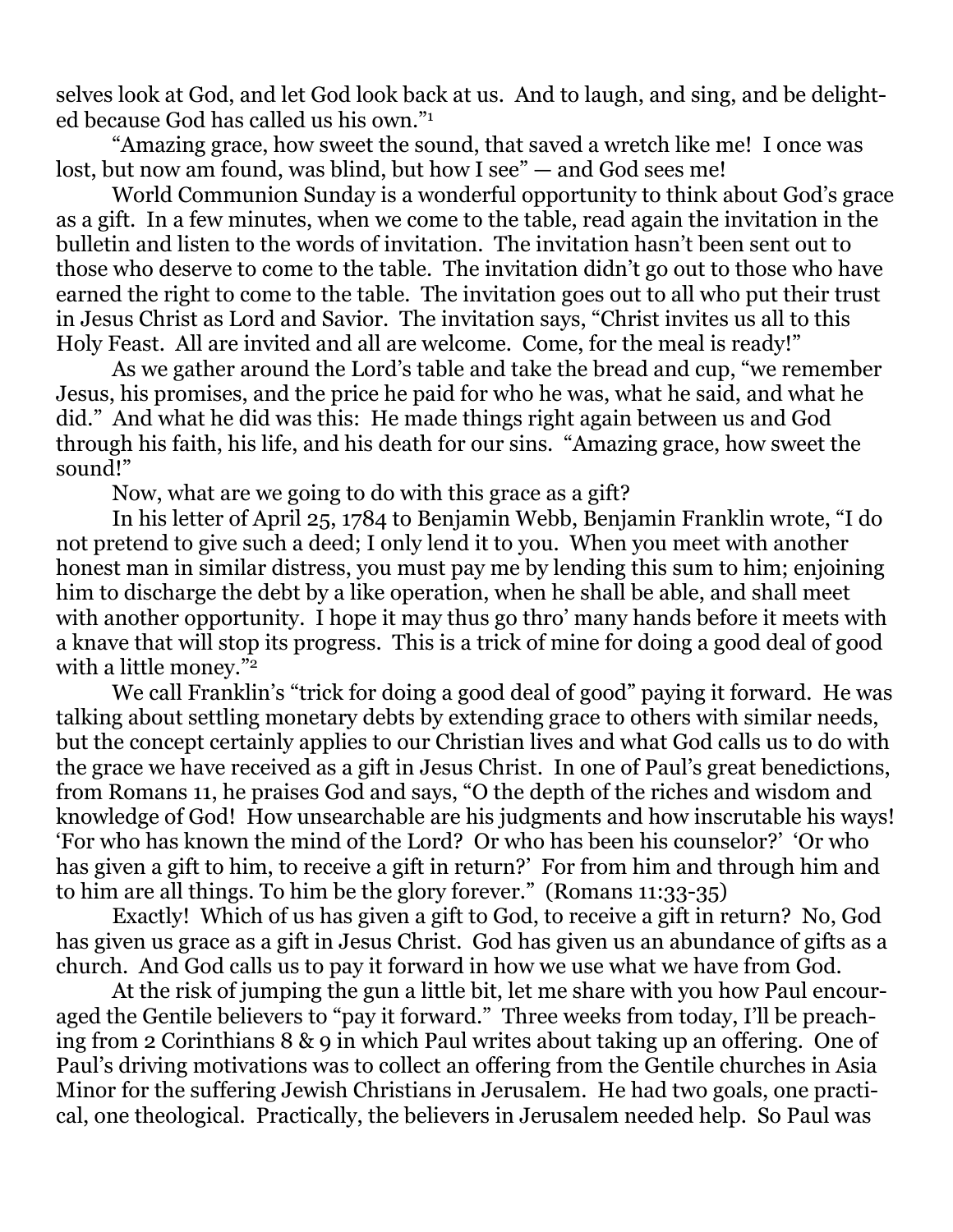selves look at God, and let God look back at us. And to laugh, and sing, and be delighted because God has called us his own."[1]

"Amazing grace, how sweet the sound, that saved a wretch like me! I once was lost, but now am found, was blind, but how I see" — and God sees me!

World Communion Sunday is a wonderful opportunity to think about God's grace as a gift. In a few minutes, when we come to the table, read again the invitation in the bulletin and listen to the words of invitation. The invitation hasn't been sent out to those who deserve to come to the table. The invitation didn't go out to those who have earned the right to come to the table. The invitation goes out to all who put their trust in Jesus Christ as Lord and Savior. The invitation says, "Christ invites us all to this Holy Feast. All are invited and all are welcome. Come, for the meal is ready!"

As we gather around the Lord's table and take the bread and cup, "we remember Jesus, his promises, and the price he paid for who he was, what he said, and what he did." And what he did was this: He made things right again between us and God through his faith, his life, and his death for our sins. "Amazing grace, how sweet the sound!"

Now, what are we going to do with this grace as a gift?

In his letter of April 25, 1784 to Benjamin Webb, Benjamin Franklin wrote, "I do not pretend to give such a deed; I only lend it to you. When you meet with another honest man in similar distress, you must pay me by lending this sum to him; enjoining him to discharge the debt by a like operation, when he shall be able, and shall meet with another opportunity. I hope it may thus go thro' many hands before it meets with a knave that will stop its progress. This is a trick of mine for doing a good deal of good with a little money."[2]

We call Franklin's "trick for doing a good deal of good" paying it forward. He was talking about settling monetary debts by extending grace to others with similar needs, but the concept certainly applies to our Christian lives and what God calls us to do with the grace we have received as a gift in Jesus Christ. In one of Paul's great benedictions, from Romans 11, he praises God and says, "O the depth of the riches and wisdom and knowledge of God! How unsearchable are his judgments and how inscrutable his ways! 'For who has known the mind of the Lord? Or who has been his counselor?' 'Or who has given a gift to him, to receive a gift in return?' For from him and through him and to him are all things. To him be the glory forever." (Romans 11:33-35)

Exactly! Which of us has given a gift to God, to receive a gift in return? No, God has given us grace as a gift in Jesus Christ. God has given us an abundance of gifts as a church. And God calls us to pay it forward in how we use what we have from God.

At the risk of jumping the gun a little bit, let me share with you how Paul encouraged the Gentile believers to "pay it forward." Three weeks from today, I'll be preaching from 2 Corinthians 8 & 9 in which Paul writes about taking up an offering. One of Paul's driving motivations was to collect an offering from the Gentile churches in Asia Minor for the suffering Jewish Christians in Jerusalem. He had two goals, one practical, one theological. Practically, the believers in Jerusalem needed help. So Paul was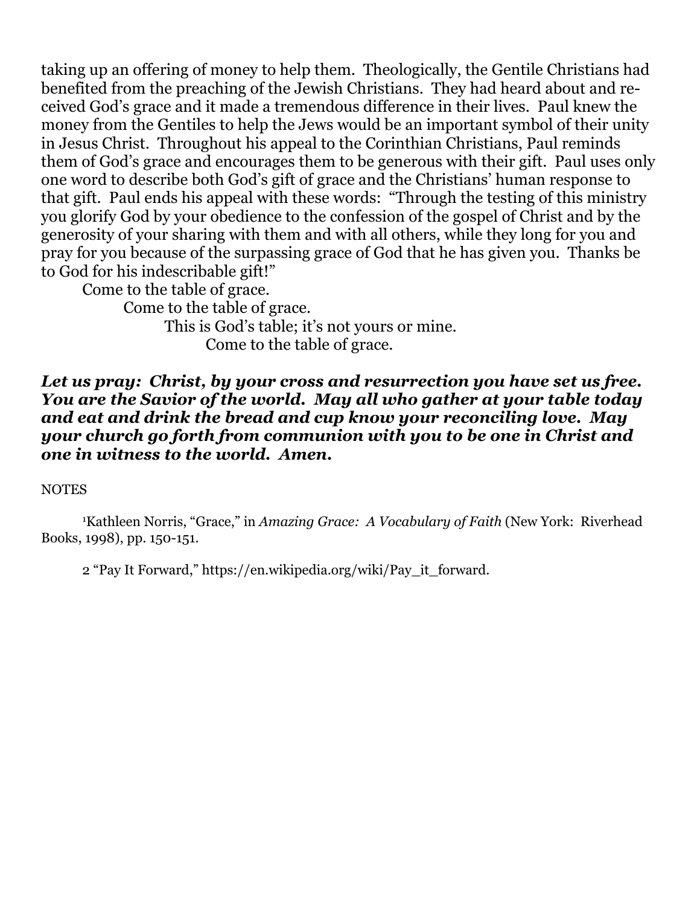taking up an offering of money to help them. Theologically, the Gentile Christians had benefited from the preaching of the Jewish Christians. They had heard about and received God's grace and it made a tremendous difference in their lives. Paul knew the money from the Gentiles to help the Jews would be an important symbol of their unity in Jesus Christ. Throughout his appeal to the Corinthian Christians, Paul reminds them of God's grace and encourages them to be generous with their gift. Paul uses only one word to describe both God's gift of grace and the Christians' human response to that gift. Paul ends his appeal with these words: "Through the testing of this ministry you glorify God by your obedience to the confession of the gospel of Christ and by the generosity of your sharing with them and with all others, while they long for you and pray for you because of the surpassing grace of God that he has given you. Thanks be to God for his indescribable gift!"

Come to the table of grace.
Come to the table of grace.
This is God's table; it's not yours or mine.
Come to the table of grace.

***Let us pray: Christ, by your cross and resurrection you have set us free. You are the Savior of the world. May all who gather at your table today and eat and drink the bread and cup know your reconciling love. May your church go forth from communion with you to be one in Christ and one in witness to the world. Amen.***

NOTES

[1]Kathleen Norris, "Grace," in *Amazing Grace: A Vocabulary of Faith* (New York: Riverhead Books, 1998), pp. 150-151.

2 "Pay It Forward," https://en.wikipedia.org/wiki/Pay_it_forward.